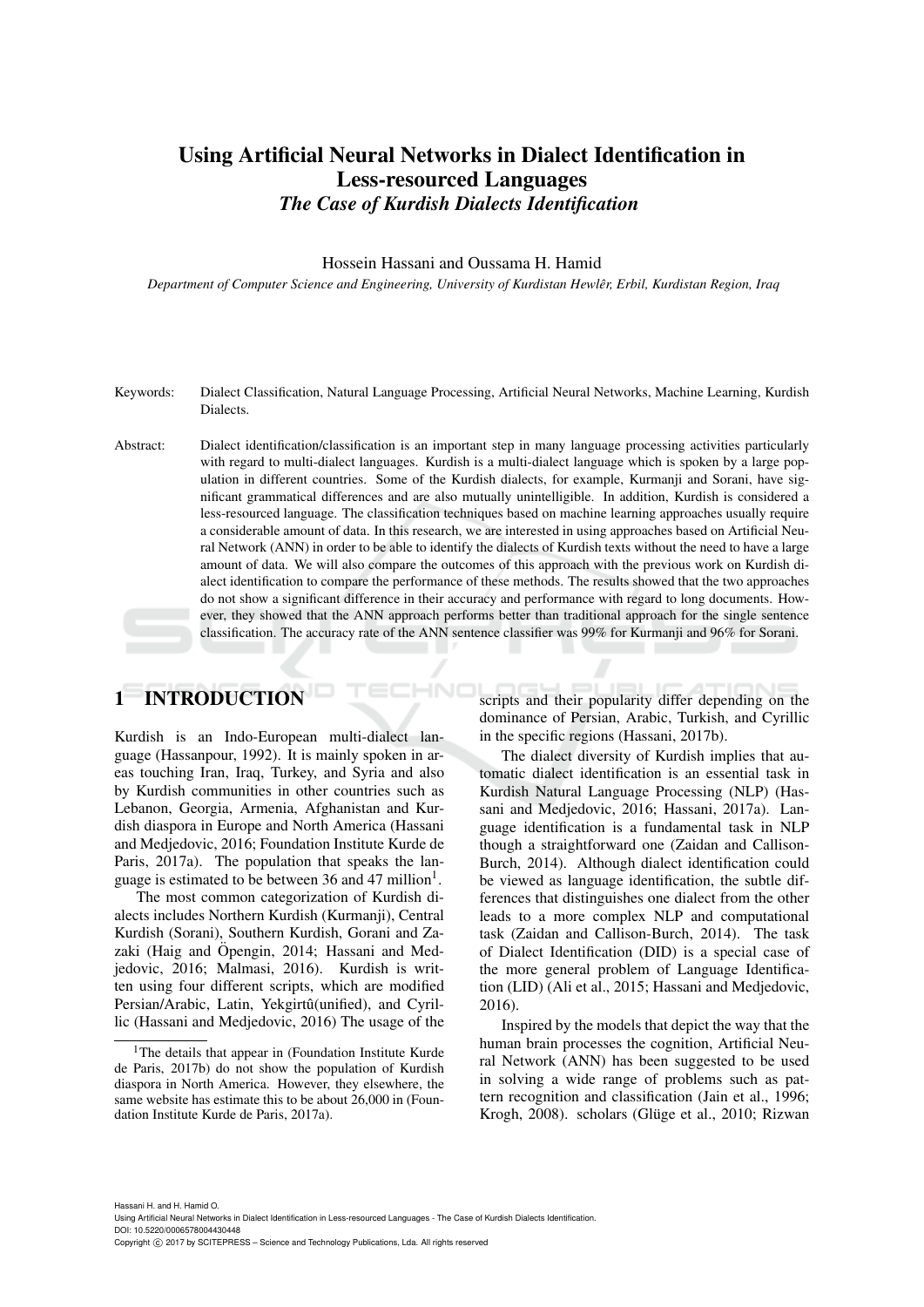# Using Artificial Neural Networks in Dialect Identification in Less-resourced Languages

## *The Case of Kurdish Dialects Identification*

Hossein Hassani and Oussama H. Hamid

*Department of Computer Science and Engineering, University of Kurdistan Hewlêr, Erbil, Kurdistan Region, Iraq*

Keywords: Dialect Classification, Natural Language Processing, Artificial Neural Networks, Machine Learning, Kurdish Dialects.

Abstract: Dialect identification/classification is an important step in many language processing activities particularly with regard to multi-dialect languages. Kurdish is a multi-dialect language which is spoken by a large population in different countries. Some of the Kurdish dialects, for example, Kurmanji and Sorani, have significant grammatical differences and are also mutually unintelligible. In addition, Kurdish is considered a less-resourced language. The classification techniques based on machine learning approaches usually require a considerable amount of data. In this research, we are interested in using approaches based on Artificial Neural Network (ANN) in order to be able to identify the dialects of Kurdish texts without the need to have a large amount of data. We will also compare the outcomes of this approach with the previous work on Kurdish dialect identification to compare the performance of these methods. The results showed that the two approaches do not show a significant difference in their accuracy and performance with regard to long documents. However, they showed that the ANN approach performs better than traditional approach for the single sentence classification. The accuracy rate of the ANN sentence classifier was 99% for Kurmanji and 96% for Sorani.

# 1 INTRODUCTION

Kurdish is an Indo-European multi-dialect language (Hassanpour, 1992). It is mainly spoken in areas touching Iran, Iraq, Turkey, and Syria and also by Kurdish communities in other countries such as Lebanon, Georgia, Armenia, Afghanistan and Kurdish diaspora in Europe and North America (Hassani and Medjedovic, 2016; Foundation Institute Kurde de Paris, 2017a). The population that speaks the language is estimated to be between 36 and 47 million[1].

The most common categorization of Kurdish dialects includes Northern Kurdish (Kurmanji), Central Kurdish (Sorani), Southern Kurdish, Gorani and Zazaki (Haig and Öpengin, 2014; Hassani and Medjedovic, 2016; Malmasi, 2016). Kurdish is written using four different scripts, which are modified Persian/Arabic, Latin, Yekgirtû(unified), and Cyrillic (Hassani and Medjedovic, 2016) The usage of the scripts and their popularity differ depending on the dominance of Persian, Arabic, Turkish, and Cyrillic in the specific regions (Hassani, 2017b).

The dialect diversity of Kurdish implies that automatic dialect identification is an essential task in Kurdish Natural Language Processing (NLP) (Hassani and Medjedovic, 2016; Hassani, 2017a). Language identification is a fundamental task in NLP though a straightforward one (Zaidan and Callison-Burch, 2014). Although dialect identification could be viewed as language identification, the subtle differences that distinguishes one dialect from the other leads to a more complex NLP and computational task (Zaidan and Callison-Burch, 2014). The task of Dialect Identification (DID) is a special case of the more general problem of Language Identification (LID) (Ali et al., 2015; Hassani and Medjedovic, 2016).

Inspired by the models that depict the way that the human brain processes the cognition, Artificial Neural Network (ANN) has been suggested to be used in solving a wide range of problems such as pattern recognition and classification (Jain et al., 1996; Krogh, 2008). scholars (Glüge et al., 2010; Rizwan

[1]The details that appear in (Foundation Institute Kurde de Paris, 2017b) do not show the population of Kurdish diaspora in North America. However, they elsewhere, the same website has estimate this to be about 26,000 in (Foundation Institute Kurde de Paris, 2017a).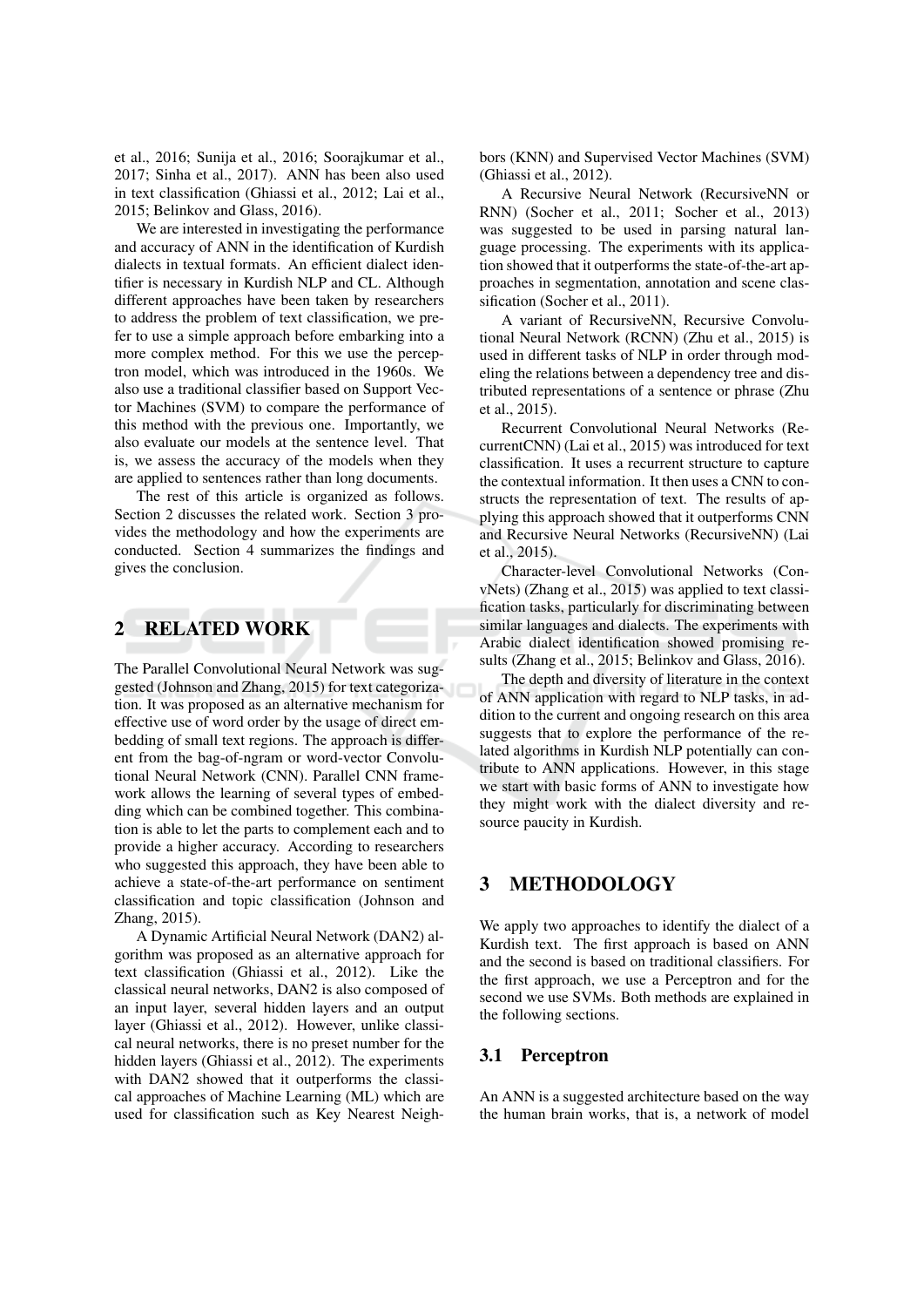et al., 2016; Sunija et al., 2016; Soorajkumar et al., 2017; Sinha et al., 2017). ANN has been also used in text classification (Ghiassi et al., 2012; Lai et al., 2015; Belinkov and Glass, 2016).

We are interested in investigating the performance and accuracy of ANN in the identification of Kurdish dialects in textual formats. An efficient dialect identifier is necessary in Kurdish NLP and CL. Although different approaches have been taken by researchers to address the problem of text classification, we prefer to use a simple approach before embarking into a more complex method. For this we use the perceptron model, which was introduced in the 1960s. We also use a traditional classifier based on Support Vector Machines (SVM) to compare the performance of this method with the previous one. Importantly, we also evaluate our models at the sentence level. That is, we assess the accuracy of the models when they are applied to sentences rather than long documents.

The rest of this article is organized as follows. Section 2 discusses the related work. Section 3 provides the methodology and how the experiments are conducted. Section 4 summarizes the findings and gives the conclusion.

## 2 RELATED WORK

The Parallel Convolutional Neural Network was suggested (Johnson and Zhang, 2015) for text categorization. It was proposed as an alternative mechanism for effective use of word order by the usage of direct embedding of small text regions. The approach is different from the bag-of-ngram or word-vector Convolutional Neural Network (CNN). Parallel CNN framework allows the learning of several types of embedding which can be combined together. This combination is able to let the parts to complement each and to provide a higher accuracy. According to researchers who suggested this approach, they have been able to achieve a state-of-the-art performance on sentiment classification and topic classification (Johnson and Zhang, 2015).

A Dynamic Artificial Neural Network (DAN2) algorithm was proposed as an alternative approach for text classification (Ghiassi et al., 2012). Like the classical neural networks, DAN2 is also composed of an input layer, several hidden layers and an output layer (Ghiassi et al., 2012). However, unlike classical neural networks, there is no preset number for the hidden layers (Ghiassi et al., 2012). The experiments with DAN2 showed that it outperforms the classical approaches of Machine Learning (ML) which are used for classification such as Key Nearest Neighbors (KNN) and Supervised Vector Machines (SVM) (Ghiassi et al., 2012).

A Recursive Neural Network (RecursiveNN or RNN) (Socher et al., 2011; Socher et al., 2013) was suggested to be used in parsing natural language processing. The experiments with its application showed that it outperforms the state-of-the-art approaches in segmentation, annotation and scene classification (Socher et al., 2011).

A variant of RecursiveNN, Recursive Convolutional Neural Network (RCNN) (Zhu et al., 2015) is used in different tasks of NLP in order through modeling the relations between a dependency tree and distributed representations of a sentence or phrase (Zhu et al., 2015).

Recurrent Convolutional Neural Networks (RecurrentCNN) (Lai et al., 2015) was introduced for text classification. It uses a recurrent structure to capture the contextual information. It then uses a CNN to constructs the representation of text. The results of applying this approach showed that it outperforms CNN and Recursive Neural Networks (RecursiveNN) (Lai et al., 2015).

Character-level Convolutional Networks (ConvNets) (Zhang et al., 2015) was applied to text classification tasks, particularly for discriminating between similar languages and dialects. The experiments with Arabic dialect identification showed promising results (Zhang et al., 2015; Belinkov and Glass, 2016).

The depth and diversity of literature in the context of ANN application with regard to NLP tasks, in addition to the current and ongoing research on this area suggests that to explore the performance of the related algorithms in Kurdish NLP potentially can contribute to ANN applications. However, in this stage we start with basic forms of ANN to investigate how they might work with the dialect diversity and resource paucity in Kurdish.

## 3 METHODOLOGY

We apply two approaches to identify the dialect of a Kurdish text. The first approach is based on ANN and the second is based on traditional classifiers. For the first approach, we use a Perceptron and for the second we use SVMs. Both methods are explained in the following sections.

### 3.1 Perceptron

An ANN is a suggested architecture based on the way the human brain works, that is, a network of model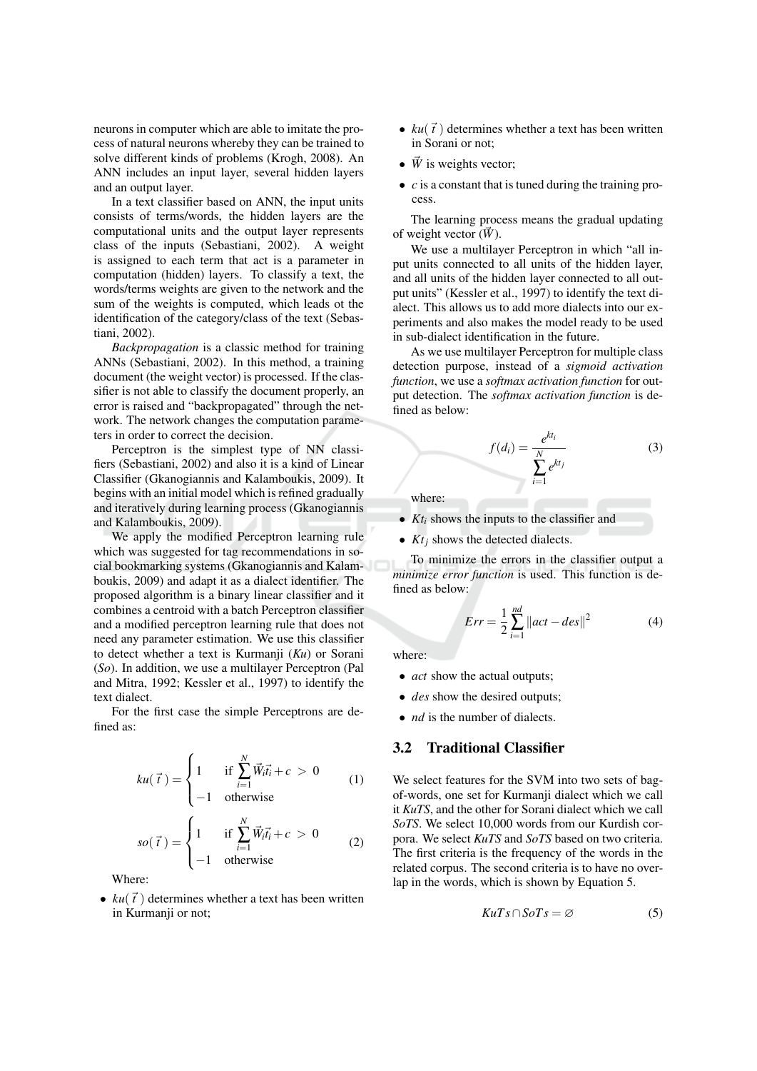neurons in computer which are able to imitate the process of natural neurons whereby they can be trained to solve different kinds of problems (Krogh, 2008). An ANN includes an input layer, several hidden layers and an output layer.

In a text classifier based on ANN, the input units consists of terms/words, the hidden layers are the computational units and the output layer represents class of the inputs (Sebastiani, 2002). A weight is assigned to each term that act is a parameter in computation (hidden) layers. To classify a text, the words/terms weights are given to the network and the sum of the weights is computed, which leads ot the identification of the category/class of the text (Sebastiani, 2002).

*Backpropagation* is a classic method for training ANNs (Sebastiani, 2002). In this method, a training document (the weight vector) is processed. If the classifier is not able to classify the document properly, an error is raised and "backpropagated" through the network. The network changes the computation parameters in order to correct the decision.

Perceptron is the simplest type of NN classifiers (Sebastiani, 2002) and also it is a kind of Linear Classifier (Gkanogiannis and Kalamboukis, 2009). It begins with an initial model which is refined gradually and iteratively during learning process (Gkanogiannis and Kalamboukis, 2009).

We apply the modified Perceptron learning rule which was suggested for tag recommendations in social bookmarking systems (Gkanogiannis and Kalamboukis, 2009) and adapt it as a dialect identifier. The proposed algorithm is a binary linear classifier and it combines a centroid with a batch Perceptron classifier and a modified perceptron learning rule that does not need any parameter estimation. We use this classifier to detect whether a text is Kurmanji (*Ku*) or Sorani (*So*). In addition, we use a multilayer Perceptron (Pal and Mitra, 1992; Kessler et al., 1997) to identify the text dialect.

For the first case the simple Perceptrons are defined as:

$$ku(\vec{t}\,) = \begin{cases} 1 & \text{if } \sum_{i=1}^{N} \vec{W}_i \vec{t}_i + c \ > \ 0 \\ -1 & \text{otherwise} \end{cases} \tag{1}$$

$$so(\vec{t}\,) = \begin{cases} 1 & \text{if } \sum_{i=1}^{N} \vec{W}_i \vec{t}_i + c \ > \ 0 \\ -1 & \text{otherwise} \end{cases} \tag{2}$$

Where:

- $ku(\vec{t}\,)$ determines whether a text has been written in Kurmanji or not;
- $ku(\vec{t}\,)$ determines whether a text has been written in Sorani or not;
- $\vec{W}$ is weights vector;
- $c$ is a constant that is tuned during the training process.

The learning process means the gradual updating of weight vector ($\vec{W}$).

We use a multilayer Perceptron in which "all input units connected to all units of the hidden layer, and all units of the hidden layer connected to all output units" (Kessler et al., 1997) to identify the text dialect. This allows us to add more dialects into our experiments and also makes the model ready to be used in sub-dialect identification in the future.

As we use multilayer Perceptron for multiple class detection purpose, instead of a *sigmoid activation function*, we use a *softmax activation function* for output detection. The *softmax activation function* is defined as below:

$$f(d_i) = \frac{e^{kt_i}}{\sum_{i=1}^{N} e^{kt_j}} \tag{3}$$

where:

- $Kt_i$ shows the inputs to the classifier and
- $Kt_j$ shows the detected dialects.

To minimize the errors in the classifier output a *minimize error function* is used. This function is defined as below:

$$Err = \frac{1}{2} \sum_{i=1}^{nd} \|act - des\|^2 \tag{4}$$

where:

- $act$ show the actual outputs;
- $des$ show the desired outputs;
- $nd$ is the number of dialects.

## 3.2 Traditional Classifier

We select features for the SVM into two sets of bag-of-words, one set for Kurmanji dialect which we call it *KuTS*, and the other for Sorani dialect which we call *SoTS*. We select 10,000 words from our Kurdish corpora. We select *KuTS* and *SoTS* based on two criteria. The first criteria is the frequency of the words in the related corpus. The second criteria is to have no overlap in the words, which is shown by Equation 5.

$$KuTs \cap SoTs = \varnothing \tag{5}$$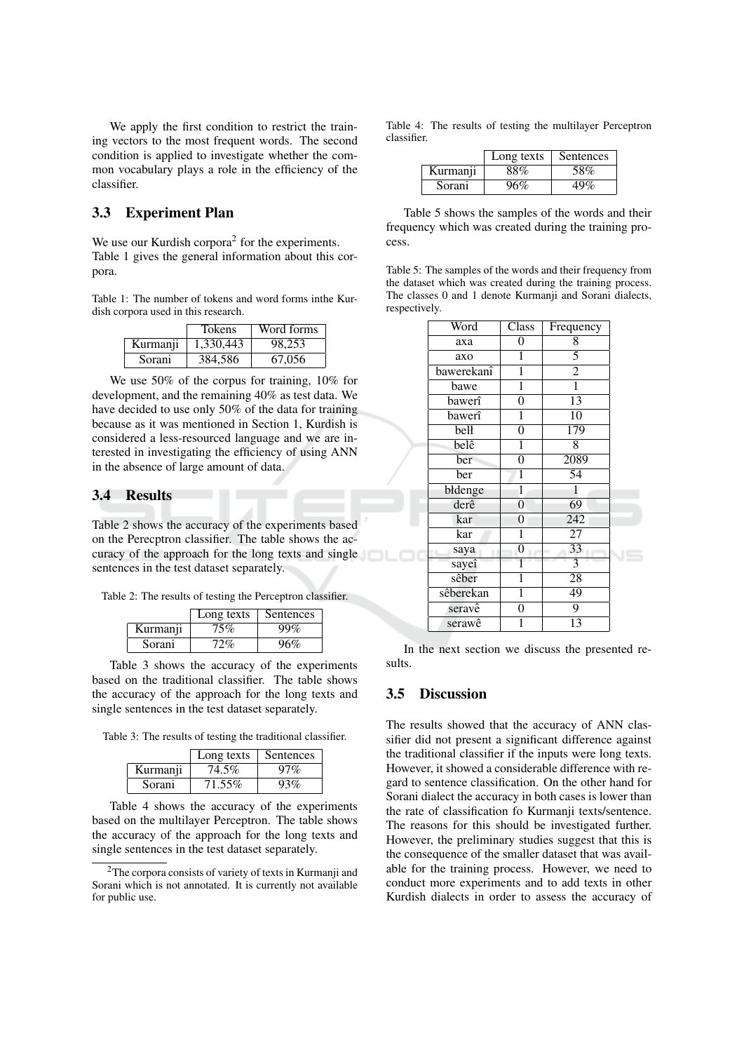We apply the first condition to restrict the training vectors to the most frequent words. The second condition is applied to investigate whether the common vocabulary plays a role in the efficiency of the classifier.

## 3.3 Experiment Plan

We use our Kurdish corpora[2] for the experiments. Table 1 gives the general information about this corpora.

Table 1: The number of tokens and word forms inthe Kurdish corpora used in this research.

| | Tokens | Word forms |
|---|---|---|
| Kurmanji | 1,330,443 | 98,253 |
| Sorani | 384,586 | 67,056 |

We use 50% of the corpus for training, 10% for development, and the remaining 40% as test data. We have decided to use only 50% of the data for training because as it was mentioned in Section 1, Kurdish is considered a less-resourced language and we are interested in investigating the efficiency of using ANN in the absence of large amount of data.

## 3.4 Results

Table 2 shows the accuracy of the experiments based on the Perecptron classifier. The table shows the accuracy of the approach for the long texts and single sentences in the test dataset separately.

Table 2: The results of testing the Perceptron classifier.

| | Long texts | Sentences |
|---|---|---|
| Kurmanji | 75% | 99% |
| Sorani | 72% | 96% |

Table 3 shows the accuracy of the experiments based on the traditional classifier. The table shows the accuracy of the approach for the long texts and single sentences in the test dataset separately.

Table 3: The results of testing the traditional classifier.

| | Long texts | Sentences |
|---|---|---|
| Kurmanji | 74.5% | 97% |
| Sorani | 71.55% | 93% |

Table 4 shows the accuracy of the experiments based on the multilayer Perceptron. The table shows the accuracy of the approach for the long texts and single sentences in the test dataset separately.

[2]The corpora consists of variety of texts in Kurmanji and Sorani which is not annotated. It is currently not available for public use.

Table 4: The results of testing the multilayer Perceptron classifier.

| | Long texts | Sentences |
|---|---|---|
| Kurmanji | 88% | 58% |
| Sorani | 96% | 49% |

Table 5 shows the samples of the words and their frequency which was created during the training process.

Table 5: The samples of the words and their frequency from the dataset which was created during the training process. The classes 0 and 1 denote Kurmanji and Sorani dialects, respectively.

| Word | Class | Frequency |
|---|---|---|
| axa | 0 | 8 |
| axo | 1 | 5 |
| bawerekanî | 1 | 2 |
| bawe | 1 | 1 |
| bawerî | 0 | 13 |
| bawerî | 1 | 10 |
| belł | 0 | 179 |
| belê | 1 | 8 |
| ber | 0 | 2089 |
| ber | 1 | 54 |
| błdenge | 1 | 1 |
| derê | 0 | 69 |
| kar | 0 | 242 |
| kar | 1 | 27 |
| saya | 0 | 33 |
| sayeî | 1 | 3 |
| sêber | 1 | 28 |
| sêberekan | 1 | 49 |
| seravê | 0 | 9 |
| serawê | 1 | 13 |

In the next section we discuss the presented results.

## 3.5 Discussion

The results showed that the accuracy of ANN classifier did not present a significant difference against the traditional classifier if the inputs were long texts. However, it showed a considerable difference with regard to sentence classification. On the other hand for Sorani dialect the accuracy in both cases is lower than the rate of classification fo Kurmanji texts/sentence. The reasons for this should be investigated further. However, the preliminary studies suggest that this is the consequence of the smaller dataset that was available for the training process. However, we need to conduct more experiments and to add texts in other Kurdish dialects in order to assess the accuracy of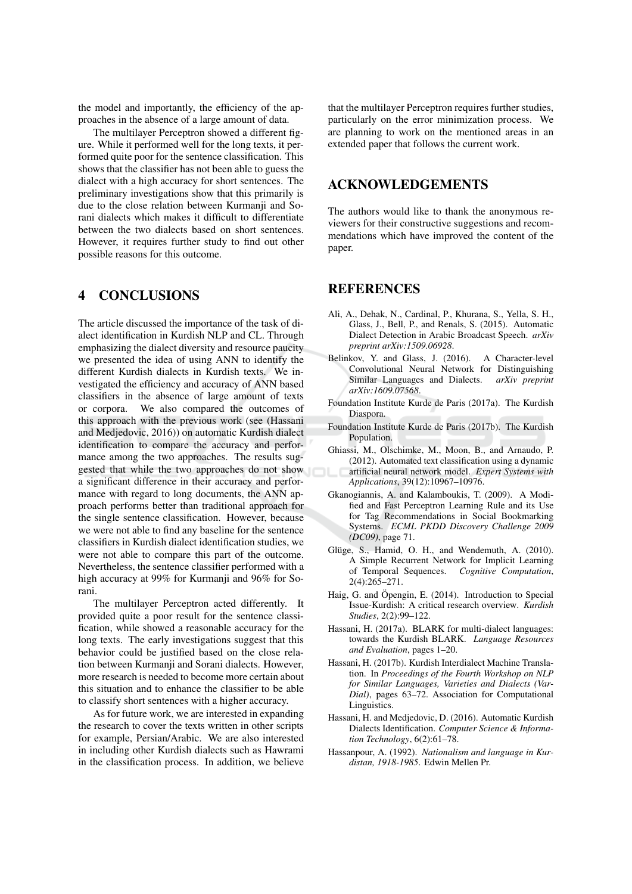the model and importantly, the efficiency of the approaches in the absence of a large amount of data.

The multilayer Perceptron showed a different figure. While it performed well for the long texts, it performed quite poor for the sentence classification. This shows that the classifier has not been able to guess the dialect with a high accuracy for short sentences. The preliminary investigations show that this primarily is due to the close relation between Kurmanji and Sorani dialects which makes it difficult to differentiate between the two dialects based on short sentences. However, it requires further study to find out other possible reasons for this outcome.

## 4 CONCLUSIONS

The article discussed the importance of the task of dialect identification in Kurdish NLP and CL. Through emphasizing the dialect diversity and resource paucity we presented the idea of using ANN to identify the different Kurdish dialects in Kurdish texts. We investigated the efficiency and accuracy of ANN based classifiers in the absence of large amount of texts or corpora. We also compared the outcomes of this approach with the previous work (see (Hassani and Medjedovic, 2016)) on automatic Kurdish dialect identification to compare the accuracy and performance among the two approaches. The results suggested that while the two approaches do not show a significant difference in their accuracy and performance with regard to long documents, the ANN approach performs better than traditional approach for the single sentence classification. However, because we were not able to find any baseline for the sentence classifiers in Kurdish dialect identification studies, we were not able to compare this part of the outcome. Nevertheless, the sentence classifier performed with a high accuracy at 99% for Kurmanji and 96% for Sorani.

The multilayer Perceptron acted differently. It provided quite a poor result for the sentence classification, while showed a reasonable accuracy for the long texts. The early investigations suggest that this behavior could be justified based on the close relation between Kurmanji and Sorani dialects. However, more research is needed to become more certain about this situation and to enhance the classifier to be able to classify short sentences with a higher accuracy.

As for future work, we are interested in expanding the research to cover the texts written in other scripts for example, Persian/Arabic. We are also interested in including other Kurdish dialects such as Hawrami in the classification process. In addition, we believe that the multilayer Perceptron requires further studies, particularly on the error minimization process. We are planning to work on the mentioned areas in an extended paper that follows the current work.

## ACKNOWLEDGEMENTS

The authors would like to thank the anonymous reviewers for their constructive suggestions and recommendations which have improved the content of the paper.

## REFERENCES

Ali, A., Dehak, N., Cardinal, P., Khurana, S., Yella, S. H., Glass, J., Bell, P., and Renals, S. (2015). Automatic Dialect Detection in Arabic Broadcast Speech. *arXiv preprint arXiv:1509.06928*.

Belinkov, Y. and Glass, J. (2016). A Character-level Convolutional Neural Network for Distinguishing Similar Languages and Dialects. *arXiv preprint arXiv:1609.07568*.

Foundation Institute Kurde de Paris (2017a). The Kurdish Diaspora.

Foundation Institute Kurde de Paris (2017b). The Kurdish Population.

Ghiassi, M., Olschimke, M., Moon, B., and Arnaudo, P. (2012). Automated text classification using a dynamic artificial neural network model. *Expert Systems with Applications*, 39(12):10967–10976.

Gkanogiannis, A. and Kalamboukis, T. (2009). A Modified and Fast Perceptron Learning Rule and its Use for Tag Recommendations in Social Bookmarking Systems. *ECML PKDD Discovery Challenge 2009 (DC09)*, page 71.

Glüge, S., Hamid, O. H., and Wendemuth, A. (2010). A Simple Recurrent Network for Implicit Learning of Temporal Sequences. *Cognitive Computation*, 2(4):265–271.

Haig, G. and Öpengin, E. (2014). Introduction to Special Issue-Kurdish: A critical research overview. *Kurdish Studies*, 2(2):99–122.

Hassani, H. (2017a). BLARK for multi-dialect languages: towards the Kurdish BLARK. *Language Resources and Evaluation*, pages 1–20.

Hassani, H. (2017b). Kurdish Interdialect Machine Translation. In *Proceedings of the Fourth Workshop on NLP for Similar Languages, Varieties and Dialects (VarDial)*, pages 63–72. Association for Computational Linguistics.

Hassani, H. and Medjedovic, D. (2016). Automatic Kurdish Dialects Identification. *Computer Science & Information Technology*, 6(2):61–78.

Hassanpour, A. (1992). *Nationalism and language in Kurdistan, 1918-1985*. Edwin Mellen Pr.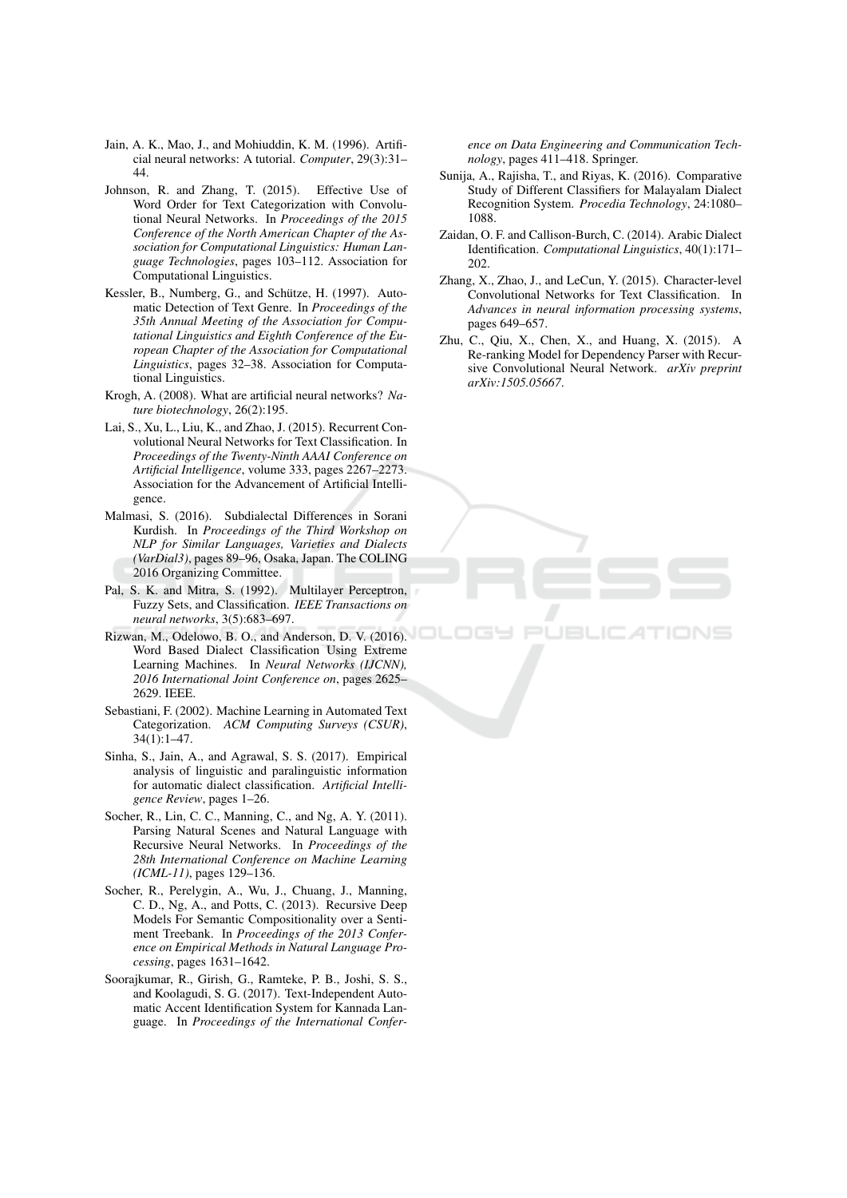Jain, A. K., Mao, J., and Mohiuddin, K. M. (1996). Artificial neural networks: A tutorial. *Computer*, 29(3):31–44.

Johnson, R. and Zhang, T. (2015). Effective Use of Word Order for Text Categorization with Convolutional Neural Networks. In *Proceedings of the 2015 Conference of the North American Chapter of the Association for Computational Linguistics: Human Language Technologies*, pages 103–112. Association for Computational Linguistics.

Kessler, B., Numberg, G., and Schütze, H. (1997). Automatic Detection of Text Genre. In *Proceedings of the 35th Annual Meeting of the Association for Computational Linguistics and Eighth Conference of the European Chapter of the Association for Computational Linguistics*, pages 32–38. Association for Computational Linguistics.

Krogh, A. (2008). What are artificial neural networks? *Nature biotechnology*, 26(2):195.

Lai, S., Xu, L., Liu, K., and Zhao, J. (2015). Recurrent Convolutional Neural Networks for Text Classification. In *Proceedings of the Twenty-Ninth AAAI Conference on Artificial Intelligence*, volume 333, pages 2267–2273. Association for the Advancement of Artificial Intelligence.

Malmasi, S. (2016). Subdialectal Differences in Sorani Kurdish. In *Proceedings of the Third Workshop on NLP for Similar Languages, Varieties and Dialects (VarDial3)*, pages 89–96, Osaka, Japan. The COLING 2016 Organizing Committee.

Pal, S. K. and Mitra, S. (1992). Multilayer Perceptron, Fuzzy Sets, and Classification. *IEEE Transactions on neural networks*, 3(5):683–697.

Rizwan, M., Odelowo, B. O., and Anderson, D. V. (2016). Word Based Dialect Classification Using Extreme Learning Machines. In *Neural Networks (IJCNN), 2016 International Joint Conference on*, pages 2625–2629. IEEE.

Sebastiani, F. (2002). Machine Learning in Automated Text Categorization. *ACM Computing Surveys (CSUR)*, 34(1):1–47.

Sinha, S., Jain, A., and Agrawal, S. S. (2017). Empirical analysis of linguistic and paralinguistic information for automatic dialect classification. *Artificial Intelligence Review*, pages 1–26.

Socher, R., Lin, C. C., Manning, C., and Ng, A. Y. (2011). Parsing Natural Scenes and Natural Language with Recursive Neural Networks. In *Proceedings of the 28th International Conference on Machine Learning (ICML-11)*, pages 129–136.

Socher, R., Perelygin, A., Wu, J., Chuang, J., Manning, C. D., Ng, A., and Potts, C. (2013). Recursive Deep Models For Semantic Compositionality over a Sentiment Treebank. In *Proceedings of the 2013 Conference on Empirical Methods in Natural Language Processing*, pages 1631–1642.

Soorajkumar, R., Girish, G., Ramteke, P. B., Joshi, S. S., and Koolagudi, S. G. (2017). Text-Independent Automatic Accent Identification System for Kannada Language. In *Proceedings of the International Conference on Data Engineering and Communication Technology*, pages 411–418. Springer.

Sunija, A., Rajisha, T., and Riyas, K. (2016). Comparative Study of Different Classifiers for Malayalam Dialect Recognition System. *Procedia Technology*, 24:1080–1088.

Zaidan, O. F. and Callison-Burch, C. (2014). Arabic Dialect Identification. *Computational Linguistics*, 40(1):171–202.

Zhang, X., Zhao, J., and LeCun, Y. (2015). Character-level Convolutional Networks for Text Classification. In *Advances in neural information processing systems*, pages 649–657.

Zhu, C., Qiu, X., Chen, X., and Huang, X. (2015). A Re-ranking Model for Dependency Parser with Recursive Convolutional Neural Network. *arXiv preprint arXiv:1505.05667*.